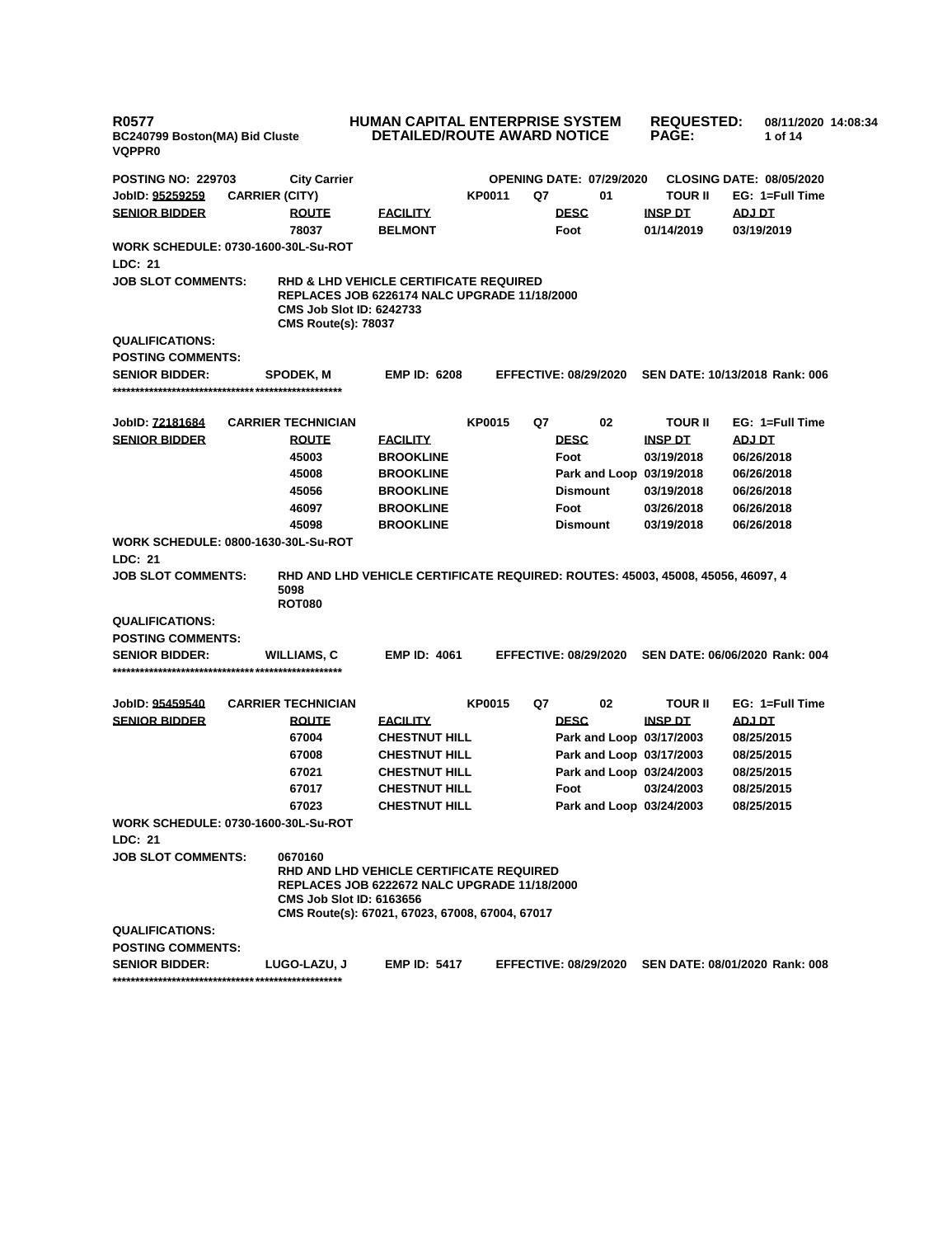**R0577** **HUMAN CAPITAL ENTERPRISE SYSTEM** **REQUESTED:** **08/11/2020 14:08:34**
**BC240799 Boston(MA) Bid Cluste** **DETAILED/ROUTE AWARD NOTICE**
**VQPPR0**

**POSTING NO: 229703** **City Carrier** **OPENING DATE: 07/29/2020** **CLOSING DATE: 08/05/2020**

**JobID: 95259259** **CARRIER (CITY)** **KP0011** **Q7** **01** **TOUR II** **EG: 1=Full Time**

| SENIOR BIDDER | ROUTE | FACILITY | DESC | INSP DT | ADJ DT |
|---|---|---|---|---|---|
| | 78037 | BELMONT | Foot | 01/14/2019 | 03/19/2019 |

**WORK SCHEDULE: 0730-1600-30L-Su-ROT**

**LDC: 21**

**JOB SLOT COMMENTS:** RHD & LHD VEHICLE CERTIFICATE REQUIRED
REPLACES JOB 6226174 NALC UPGRADE 11/18/2000
CMS Job Slot ID: 6242733
CMS Route(s): 78037

**QUALIFICATIONS:**

**POSTING COMMENTS:**

**SENIOR BIDDER:** SPODEK, M **EMP ID: 6208** **EFFECTIVE: 08/29/2020** **SEN DATE: 10/13/2018 Rank: 006**

***************************************************

**JobID: 72181684** **CARRIER TECHNICIAN** **KP0015** **Q7** **02** **TOUR II** **EG: 1=Full Time**

| SENIOR BIDDER | ROUTE | FACILITY | DESC | INSP DT | ADJ DT |
|---|---|---|---|---|---|
| | 45003 | BROOKLINE | Foot | 03/19/2018 | 06/26/2018 |
| | 45008 | BROOKLINE | Park and Loop | 03/19/2018 | 06/26/2018 |
| | 45056 | BROOKLINE | Dismount | 03/19/2018 | 06/26/2018 |
| | 46097 | BROOKLINE | Foot | 03/26/2018 | 06/26/2018 |
| | 45098 | BROOKLINE | Dismount | 03/19/2018 | 06/26/2018 |

**WORK SCHEDULE: 0800-1630-30L-Su-ROT**

**LDC: 21**

**JOB SLOT COMMENTS:** RHD AND LHD VEHICLE CERTIFICATE REQUIRED: ROUTES: 45003, 45008, 45056, 46097, 4
5098
ROT080

**QUALIFICATIONS:**

**POSTING COMMENTS:**

**SENIOR BIDDER:** WILLIAMS, C **EMP ID: 4061** **EFFECTIVE: 08/29/2020** **SEN DATE: 06/06/2020 Rank: 004**

***************************************************

**JobID: 95459540** **CARRIER TECHNICIAN** **KP0015** **Q7** **02** **TOUR II** **EG: 1=Full Time**

| SENIOR BIDDER | ROUTE | FACILITY | DESC | INSP DT | ADJ DT |
|---|---|---|---|---|---|
| | 67004 | CHESTNUT HILL | Park and Loop | 03/17/2003 | 08/25/2015 |
| | 67008 | CHESTNUT HILL | Park and Loop | 03/17/2003 | 08/25/2015 |
| | 67021 | CHESTNUT HILL | Park and Loop | 03/24/2003 | 08/25/2015 |
| | 67017 | CHESTNUT HILL | Foot | 03/24/2003 | 08/25/2015 |
| | 67023 | CHESTNUT HILL | Park and Loop | 03/24/2003 | 08/25/2015 |

**WORK SCHEDULE: 0730-1600-30L-Su-ROT**

**LDC: 21**

**JOB SLOT COMMENTS:** 0670160
RHD AND LHD VEHICLE CERTIFICATE REQUIRED
REPLACES JOB 6222672 NALC UPGRADE 11/18/2000
CMS Job Slot ID: 6163656
CMS Route(s): 67021, 67023, 67008, 67004, 67017

**QUALIFICATIONS:**

**POSTING COMMENTS:**

**SENIOR BIDDER:** LUGO-LAZU, J **EMP ID: 5417** **EFFECTIVE: 08/29/2020** **SEN DATE: 08/01/2020 Rank: 008**

***************************************************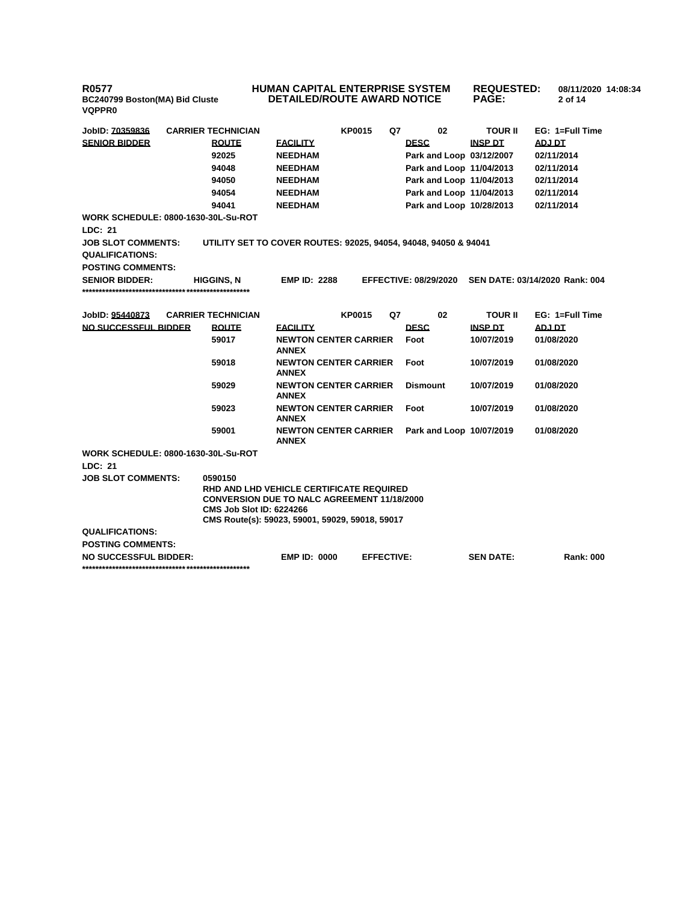**R0577**
**BC240799 Boston(MA) Bid Cluste**
**VQPPR0**

**HUMAN CAPITAL ENTERPRISE SYSTEM**
**DETAILED/ROUTE AWARD NOTICE**

**REQUESTED:** 08/11/2020 14:08:34

---

**JobID: 70359836** | **CARRIER TECHNICIAN** | **KP0015** | **Q7** | **02** | **TOUR II** | **EG: 1=Full Time**

| SENIOR BIDDER | ROUTE | FACILITY | DESC | INSP DT | ADJ DT |
|---|---|---|---|---|---|
| | 92025 | NEEDHAM | Park and Loop | 03/12/2007 | 02/11/2014 |
| | 94048 | NEEDHAM | Park and Loop | 11/04/2013 | 02/11/2014 |
| | 94050 | NEEDHAM | Park and Loop | 11/04/2013 | 02/11/2014 |
| | 94054 | NEEDHAM | Park and Loop | 11/04/2013 | 02/11/2014 |
| | 94041 | NEEDHAM | Park and Loop | 10/28/2013 | 02/11/2014 |

**WORK SCHEDULE: 0800-1630-30L-Su-ROT**

**LDC: 21**

**JOB SLOT COMMENTS:** UTILITY SET TO COVER ROUTES: 92025, 94054, 94048, 94050 & 94041

**QUALIFICATIONS:**

**POSTING COMMENTS:**

**SENIOR BIDDER:** HIGGINS, N **EMP ID:** 2288 **EFFECTIVE:** 08/29/2020 **SEN DATE:** 03/14/2020 **Rank:** 004

****************************************************

**JobID: 95440873** | **CARRIER TECHNICIAN** | **KP0015** | **Q7** | **02** | **TOUR II** | **EG: 1=Full Time**

| NO SUCCESSFUL BIDDER | ROUTE | FACILITY | DESC | INSP DT | ADJ DT |
|---|---|---|---|---|---|
| | 59017 | NEWTON CENTER CARRIER ANNEX | Foot | 10/07/2019 | 01/08/2020 |
| | 59018 | NEWTON CENTER CARRIER ANNEX | Foot | 10/07/2019 | 01/08/2020 |
| | 59029 | NEWTON CENTER CARRIER ANNEX | Dismount | 10/07/2019 | 01/08/2020 |
| | 59023 | NEWTON CENTER CARRIER ANNEX | Foot | 10/07/2019 | 01/08/2020 |
| | 59001 | NEWTON CENTER CARRIER ANNEX | Park and Loop | 10/07/2019 | 01/08/2020 |

**WORK SCHEDULE: 0800-1630-30L-Su-ROT**

**LDC: 21**

**JOB SLOT COMMENTS:** 0590150
RHD AND LHD VEHICLE CERTIFICATE REQUIRED
CONVERSION DUE TO NALC AGREEMENT 11/18/2000
CMS Job Slot ID: 6224266
CMS Route(s): 59023, 59001, 59029, 59018, 59017

**QUALIFICATIONS:**

**POSTING COMMENTS:**

**NO SUCCESSFUL BIDDER:** **EMP ID:** 0000 **EFFECTIVE:** **SEN DATE:** **Rank:** 000

****************************************************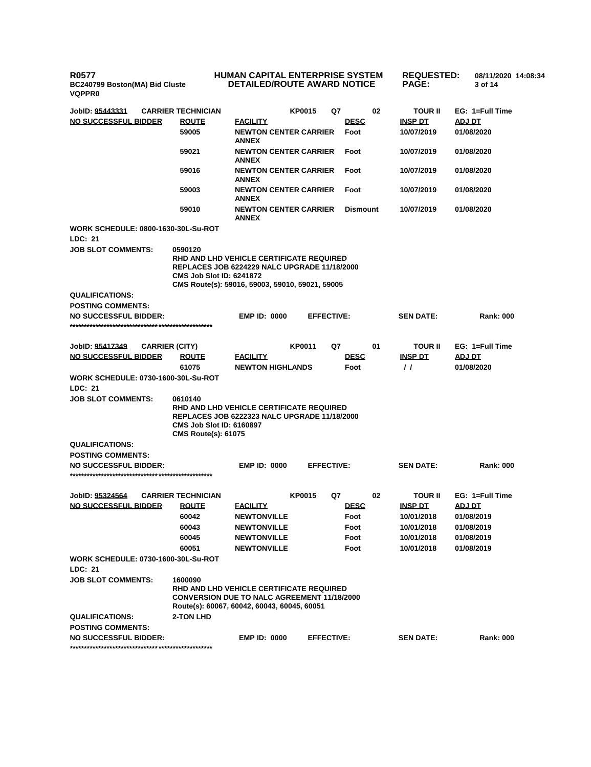**JobID: 95443331** | **CARRIER TECHNICIAN** | **KP0015** | **Q7** | **02** | **TOUR II** | **EG: 1=Full Time**

| NO SUCCESSFUL BIDDER | ROUTE | FACILITY | DESC | INSP DT | ADJ DT |
|---|---|---|---|---|---|
| | 59005 | NEWTON CENTER CARRIER ANNEX | Foot | 10/07/2019 | 01/08/2020 |
| | 59021 | NEWTON CENTER CARRIER ANNEX | Foot | 10/07/2019 | 01/08/2020 |
| | 59016 | NEWTON CENTER CARRIER ANNEX | Foot | 10/07/2019 | 01/08/2020 |
| | 59003 | NEWTON CENTER CARRIER ANNEX | Foot | 10/07/2019 | 01/08/2020 |
| | 59010 | NEWTON CENTER CARRIER ANNEX | Dismount | 10/07/2019 | 01/08/2020 |

**WORK SCHEDULE: 0800-1630-30L-Su-ROT**

**LDC: 21**

**JOB SLOT COMMENTS:** 0590120
RHD AND LHD VEHICLE CERTIFICATE REQUIRED
REPLACES JOB 6224229 NALC UPGRADE 11/18/2000
CMS Job Slot ID: 6241872
CMS Route(s): 59016, 59003, 59010, 59021, 59005

**QUALIFICATIONS:**

**POSTING COMMENTS:**

**NO SUCCESSFUL BIDDER:** | **EMP ID: 0000** | **EFFECTIVE:** | **SEN DATE:** | **Rank: 000**

***************************************************

**JobID: 95417349** | **CARRIER (CITY)** | **KP0011** | **Q7** | **01** | **TOUR II** | **EG: 1=Full Time**

| NO SUCCESSFUL BIDDER | ROUTE | FACILITY | DESC | INSP DT | ADJ DT |
|---|---|---|---|---|---|
| | 61075 | NEWTON HIGHLANDS | Foot | / / | 01/08/2020 |

**WORK SCHEDULE: 0730-1600-30L-Su-ROT**

**LDC: 21**

**JOB SLOT COMMENTS:** 0610140
RHD AND LHD VEHICLE CERTIFICATE REQUIRED
REPLACES JOB 6222323 NALC UPGRADE 11/18/2000
CMS Job Slot ID: 6160897
CMS Route(s): 61075

**QUALIFICATIONS:**

**POSTING COMMENTS:**

**NO SUCCESSFUL BIDDER:** | **EMP ID: 0000** | **EFFECTIVE:** | **SEN DATE:** | **Rank: 000**

***************************************************

**JobID: 95324564** | **CARRIER TECHNICIAN** | **KP0015** | **Q7** | **02** | **TOUR II** | **EG: 1=Full Time**

| NO SUCCESSFUL BIDDER | ROUTE | FACILITY | DESC | INSP DT | ADJ DT |
|---|---|---|---|---|---|
| | 60042 | NEWTONVILLE | Foot | 10/01/2018 | 01/08/2019 |
| | 60043 | NEWTONVILLE | Foot | 10/01/2018 | 01/08/2019 |
| | 60045 | NEWTONVILLE | Foot | 10/01/2018 | 01/08/2019 |
| | 60051 | NEWTONVILLE | Foot | 10/01/2018 | 01/08/2019 |

**WORK SCHEDULE: 0730-1600-30L-Su-ROT**

**LDC: 21**

**JOB SLOT COMMENTS:** 1600090
RHD AND LHD VEHICLE CERTIFICATE REQUIRED
CONVERSION DUE TO NALC AGREEMENT 11/18/2000
Route(s): 60067, 60042, 60043, 60045, 60051

**QUALIFICATIONS:** 2-TON LHD

**POSTING COMMENTS:**

**NO SUCCESSFUL BIDDER:** | **EMP ID: 0000** | **EFFECTIVE:** | **SEN DATE:** | **Rank: 000**

***************************************************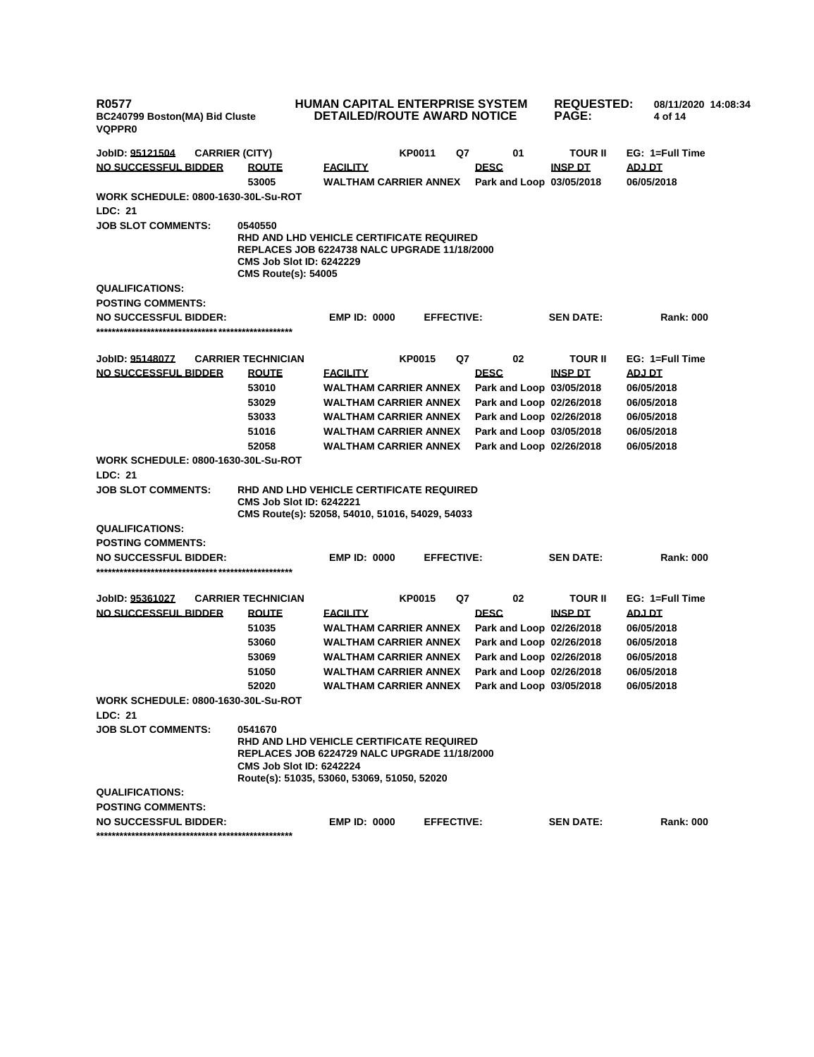**R0577** | **HUMAN CAPITAL ENTERPRISE SYSTEM** | **REQUESTED:** 08/11/2020 14:08:34
**BC240799 Boston(MA) Bid Cluste** | **DETAILED/ROUTE AWARD NOTICE**
**VQPPR0**

**JobID: 95121504** | **CARRIER (CITY)** | **KP0011** | **Q7** | **01** | **TOUR II** | **EG: 1=Full Time**

| NO SUCCESSFUL BIDDER | ROUTE | FACILITY | DESC | INSP DT | ADJ DT |
|---|---|---|---|---|---|
| | 53005 | WALTHAM CARRIER ANNEX | Park and Loop | 03/05/2018 | 06/05/2018 |

**WORK SCHEDULE:** 0800-1630-30L-Su-ROT

**LDC:** 21

**JOB SLOT COMMENTS:**
0540550
RHD AND LHD VEHICLE CERTIFICATE REQUIRED
REPLACES JOB 6224738 NALC UPGRADE 11/18/2000
CMS Job Slot ID: 6242229
CMS Route(s): 54005

**QUALIFICATIONS:**

**POSTING COMMENTS:**

**NO SUCCESSFUL BIDDER:** | **EMP ID:** 0000 | **EFFECTIVE:** | **SEN DATE:** | **Rank:** 000

****************************************************

**JobID: 95148077** | **CARRIER TECHNICIAN** | **KP0015** | **Q7** | **02** | **TOUR II** | **EG: 1=Full Time**

| NO SUCCESSFUL BIDDER | ROUTE | FACILITY | DESC | INSP DT | ADJ DT |
|---|---|---|---|---|---|
| | 53010 | WALTHAM CARRIER ANNEX | Park and Loop | 03/05/2018 | 06/05/2018 |
| | 53029 | WALTHAM CARRIER ANNEX | Park and Loop | 02/26/2018 | 06/05/2018 |
| | 53033 | WALTHAM CARRIER ANNEX | Park and Loop | 02/26/2018 | 06/05/2018 |
| | 51016 | WALTHAM CARRIER ANNEX | Park and Loop | 03/05/2018 | 06/05/2018 |
| | 52058 | WALTHAM CARRIER ANNEX | Park and Loop | 02/26/2018 | 06/05/2018 |

**WORK SCHEDULE:** 0800-1630-30L-Su-ROT

**LDC:** 21

**JOB SLOT COMMENTS:**
RHD AND LHD VEHICLE CERTIFICATE REQUIRED
CMS Job Slot ID: 6242221
CMS Route(s): 52058, 54010, 51016, 54029, 54033

**QUALIFICATIONS:**

**POSTING COMMENTS:**

**NO SUCCESSFUL BIDDER:** | **EMP ID:** 0000 | **EFFECTIVE:** | **SEN DATE:** | **Rank:** 000

****************************************************

**JobID: 95361027** | **CARRIER TECHNICIAN** | **KP0015** | **Q7** | **02** | **TOUR II** | **EG: 1=Full Time**

| NO SUCCESSFUL BIDDER | ROUTE | FACILITY | DESC | INSP DT | ADJ DT |
|---|---|---|---|---|---|
| | 51035 | WALTHAM CARRIER ANNEX | Park and Loop | 02/26/2018 | 06/05/2018 |
| | 53060 | WALTHAM CARRIER ANNEX | Park and Loop | 02/26/2018 | 06/05/2018 |
| | 53069 | WALTHAM CARRIER ANNEX | Park and Loop | 02/26/2018 | 06/05/2018 |
| | 51050 | WALTHAM CARRIER ANNEX | Park and Loop | 02/26/2018 | 06/05/2018 |
| | 52020 | WALTHAM CARRIER ANNEX | Park and Loop | 03/05/2018 | 06/05/2018 |

**WORK SCHEDULE:** 0800-1630-30L-Su-ROT

**LDC:** 21

**JOB SLOT COMMENTS:**
0541670
RHD AND LHD VEHICLE CERTIFICATE REQUIRED
REPLACES JOB 6224729 NALC UPGRADE 11/18/2000
CMS Job Slot ID: 6242224
Route(s): 51035, 53060, 53069, 51050, 52020

**QUALIFICATIONS:**

**POSTING COMMENTS:**

**NO SUCCESSFUL BIDDER:** | **EMP ID:** 0000 | **EFFECTIVE:** | **SEN DATE:** | **Rank:** 000

****************************************************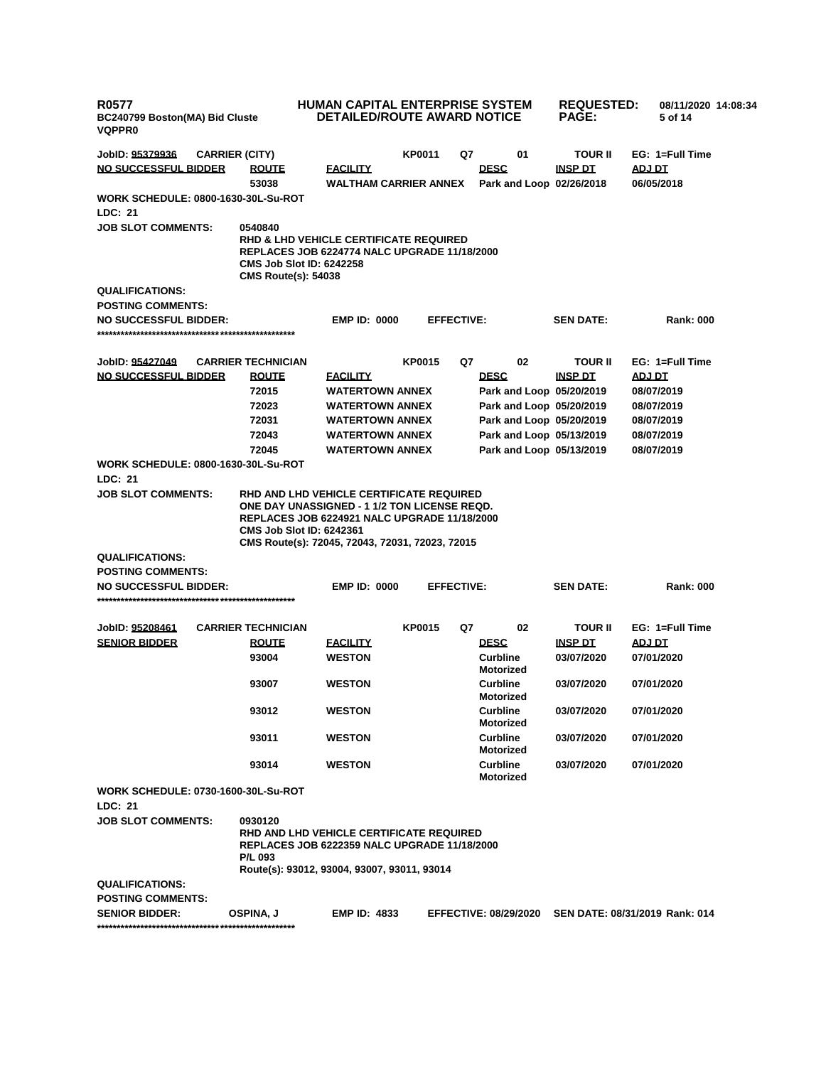**R0577**
**BC240799 Boston(MA) Bid Cluste**
**VQPPR0**

**HUMAN CAPITAL ENTERPRISE SYSTEM**
**DETAILED/ROUTE AWARD NOTICE**

**REQUESTED:** 08/11/2020 14:08:34

---

**JobID: 95379936** | **CARRIER (CITY)** | **KP0011** | **Q7** | **01** | **TOUR II** | **EG: 1=Full Time**

| NO SUCCESSFUL BIDDER | ROUTE | FACILITY | DESC | INSP DT | ADJ DT |
|---|---|---|---|---|---|
| | 53038 | WALTHAM CARRIER ANNEX | Park and Loop | 02/26/2018 | 06/05/2018 |

**WORK SCHEDULE:** 0800-1630-30L-Su-ROT
**LDC:** 21
**JOB SLOT COMMENTS:**
0540840
RHD & LHD VEHICLE CERTIFICATE REQUIRED
REPLACES JOB 6224774 NALC UPGRADE 11/18/2000
CMS Job Slot ID: 6242258
CMS Route(s): 54038

**QUALIFICATIONS:**
**POSTING COMMENTS:**
**NO SUCCESSFUL BIDDER:** | **EMP ID:** 0000 | **EFFECTIVE:** | **SEN DATE:** | **Rank:** 000

***************************************************

**JobID: 95427049** | **CARRIER TECHNICIAN** | **KP0015** | **Q7** | **02** | **TOUR II** | **EG: 1=Full Time**

| NO SUCCESSFUL BIDDER | ROUTE | FACILITY | DESC | INSP DT | ADJ DT |
|---|---|---|---|---|---|
| | 72015 | WATERTOWN ANNEX | Park and Loop | 05/20/2019 | 08/07/2019 |
| | 72023 | WATERTOWN ANNEX | Park and Loop | 05/20/2019 | 08/07/2019 |
| | 72031 | WATERTOWN ANNEX | Park and Loop | 05/20/2019 | 08/07/2019 |
| | 72043 | WATERTOWN ANNEX | Park and Loop | 05/13/2019 | 08/07/2019 |
| | 72045 | WATERTOWN ANNEX | Park and Loop | 05/13/2019 | 08/07/2019 |

**WORK SCHEDULE:** 0800-1630-30L-Su-ROT
**LDC:** 21
**JOB SLOT COMMENTS:**
RHD AND LHD VEHICLE CERTIFICATE REQUIRED
ONE DAY UNASSIGNED - 1 1/2 TON LICENSE REQD.
REPLACES JOB 6224921 NALC UPGRADE 11/18/2000
CMS Job Slot ID: 6242361
CMS Route(s): 72045, 72043, 72031, 72023, 72015

**QUALIFICATIONS:**
**POSTING COMMENTS:**
**NO SUCCESSFUL BIDDER:** | **EMP ID:** 0000 | **EFFECTIVE:** | **SEN DATE:** | **Rank:** 000

***************************************************

**JobID: 95208461** | **CARRIER TECHNICIAN** | **KP0015** | **Q7** | **02** | **TOUR II** | **EG: 1=Full Time**

| SENIOR BIDDER | ROUTE | FACILITY | DESC | INSP DT | ADJ DT |
|---|---|---|---|---|---|
| | 93004 | WESTON | Curbline Motorized | 03/07/2020 | 07/01/2020 |
| | 93007 | WESTON | Curbline Motorized | 03/07/2020 | 07/01/2020 |
| | 93012 | WESTON | Curbline Motorized | 03/07/2020 | 07/01/2020 |
| | 93011 | WESTON | Curbline Motorized | 03/07/2020 | 07/01/2020 |
| | 93014 | WESTON | Curbline Motorized | 03/07/2020 | 07/01/2020 |

**WORK SCHEDULE:** 0730-1600-30L-Su-ROT
**LDC:** 21
**JOB SLOT COMMENTS:**
0930120
RHD AND LHD VEHICLE CERTIFICATE REQUIRED
REPLACES JOB 6222359 NALC UPGRADE 11/18/2000
P/L 093
Route(s): 93012, 93004, 93007, 93011, 93014

**QUALIFICATIONS:**
**POSTING COMMENTS:**
**SENIOR BIDDER:** OSPINA, J | **EMP ID:** 4833 | **EFFECTIVE:** 08/29/2020 | **SEN DATE:** 08/31/2019 | **Rank:** 014

***************************************************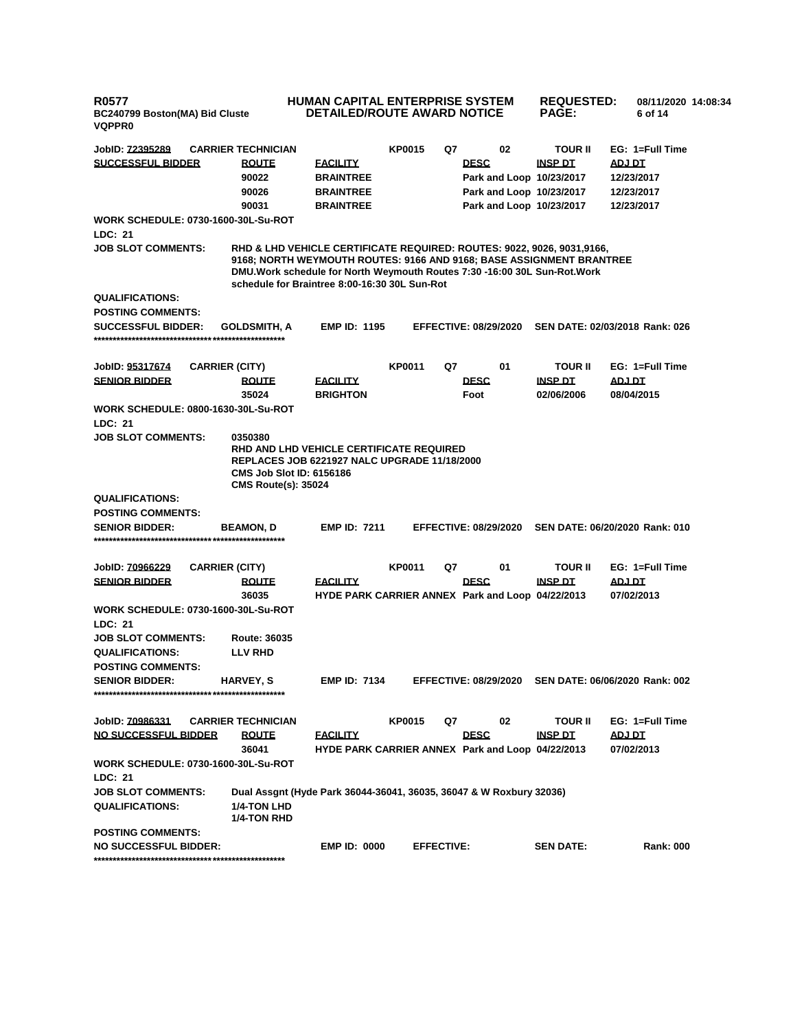**R0577** **HUMAN CAPITAL ENTERPRISE SYSTEM** **REQUESTED:** **08/11/2020 14:08:34**
**BC240799 Boston(MA) Bid Cluste** **DETAILED/ROUTE AWARD NOTICE**
**VQPPR0**

**JobID: 72395289** **CARRIER TECHNICIAN** **KP0015** **Q7** **02** **TOUR II** **EG: 1=Full Time**

| SUCCESSFUL BIDDER | ROUTE | FACILITY | DESC | INSP DT | ADJ DT |
|---|---|---|---|---|---|
| | 90022 | BRAINTREE | Park and Loop | 10/23/2017 | 12/23/2017 |
| | 90026 | BRAINTREE | Park and Loop | 10/23/2017 | 12/23/2017 |
| | 90031 | BRAINTREE | Park and Loop | 10/23/2017 | 12/23/2017 |

**WORK SCHEDULE: 0730-1600-30L-Su-ROT**
**LDC: 21**
**JOB SLOT COMMENTS:** RHD & LHD VEHICLE CERTIFICATE REQUIRED: ROUTES: 9022, 9026, 9031,9166, 9168; NORTH WEYMOUTH ROUTES: 9166 AND 9168; BASE ASSIGNMENT BRANTREE DMU.Work schedule for North Weymouth Routes 7:30 -16:00 30L Sun-Rot.Work schedule for Braintree 8:00-16:30 30L Sun-Rot
**QUALIFICATIONS:**
**POSTING COMMENTS:**
**SUCCESSFUL BIDDER:** GOLDSMITH, A **EMP ID: 1195** **EFFECTIVE: 08/29/2020** **SEN DATE: 02/03/2018 Rank: 026**
**************************************************************

**JobID: 95317674** **CARRIER (CITY)** **KP0011** **Q7** **01** **TOUR II** **EG: 1=Full Time**

| SENIOR BIDDER | ROUTE | FACILITY | DESC | INSP DT | ADJ DT |
|---|---|---|---|---|---|
| | 35024 | BRIGHTON | Foot | 02/06/2006 | 08/04/2015 |

**WORK SCHEDULE: 0800-1630-30L-Su-ROT**
**LDC: 21**
**JOB SLOT COMMENTS:** 0350380
RHD AND LHD VEHICLE CERTIFICATE REQUIRED
REPLACES JOB 6221927 NALC UPGRADE 11/18/2000
CMS Job Slot ID: 6156186
CMS Route(s): 35024
**QUALIFICATIONS:**
**POSTING COMMENTS:**
**SENIOR BIDDER:** BEAMON, D **EMP ID: 7211** **EFFECTIVE: 08/29/2020** **SEN DATE: 06/20/2020 Rank: 010**
**************************************************************

**JobID: 70966229** **CARRIER (CITY)** **KP0011** **Q7** **01** **TOUR II** **EG: 1=Full Time**

| SENIOR BIDDER | ROUTE | FACILITY | DESC | INSP DT | ADJ DT |
|---|---|---|---|---|---|
| | 36035 | HYDE PARK CARRIER ANNEX | Park and Loop | 04/22/2013 | 07/02/2013 |

**WORK SCHEDULE: 0730-1600-30L-Su-ROT**
**LDC: 21**
**JOB SLOT COMMENTS:** Route: 36035
**QUALIFICATIONS:** LLV RHD
**POSTING COMMENTS:**
**SENIOR BIDDER:** HARVEY, S **EMP ID: 7134** **EFFECTIVE: 08/29/2020** **SEN DATE: 06/06/2020 Rank: 002**
**************************************************************

**JobID: 70986331** **CARRIER TECHNICIAN** **KP0015** **Q7** **02** **TOUR II** **EG: 1=Full Time**

| NO SUCCESSFUL BIDDER | ROUTE | FACILITY | DESC | INSP DT | ADJ DT |
|---|---|---|---|---|---|
| | 36041 | HYDE PARK CARRIER ANNEX | Park and Loop | 04/22/2013 | 07/02/2013 |

**WORK SCHEDULE: 0730-1600-30L-Su-ROT**
**LDC: 21**
**JOB SLOT COMMENTS:** Dual Assgnt (Hyde Park 36044-36041, 36035, 36047 & W Roxbury 32036)
**QUALIFICATIONS:** 1/4-TON LHD
1/4-TON RHD
**POSTING COMMENTS:**
**NO SUCCESSFUL BIDDER:** **EMP ID: 0000** **EFFECTIVE:** **SEN DATE:** **Rank: 000**
**************************************************************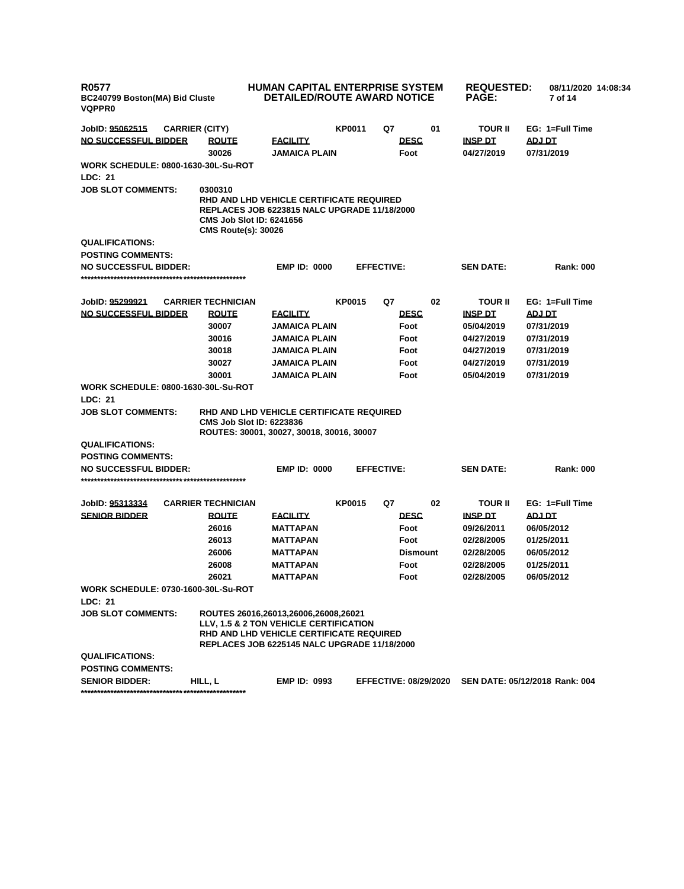R0577
BC240799 Boston(MA) Bid Cluste
VQPPR0

**HUMAN CAPITAL ENTERPRISE SYSTEM**
**DETAILED/ROUTE AWARD NOTICE**

REQUESTED: 08/11/2020 14:08:34

| JobID: 95062515 | CARRIER (CITY) | | KP0011 | Q7 | 01 | TOUR II | EG: 1=Full Time |
|---|---|---|---|---|---|---|---|
| NO SUCCESSFUL BIDDER | ROUTE | FACILITY | | DESC | | INSP DT | ADJ DT |
| | 30026 | JAMAICA PLAIN | | Foot | | 04/27/2019 | 07/31/2019 |

WORK SCHEDULE: 0800-1630-30L-Su-ROT

LDC: 21

JOB SLOT COMMENTS: 0300310
RHD AND LHD VEHICLE CERTIFICATE REQUIRED
REPLACES JOB 6223815 NALC UPGRADE 11/18/2000
CMS Job Slot ID: 6241656
CMS Route(s): 30026

QUALIFICATIONS:

POSTING COMMENTS:

NO SUCCESSFUL BIDDER: EMP ID: 0000 EFFECTIVE: SEN DATE: Rank: 000

***************************************************

| JobID: 95299921 | CARRIER TECHNICIAN | | KP0015 | Q7 | 02 | TOUR II | EG: 1=Full Time |
|---|---|---|---|---|---|---|---|
| NO SUCCESSFUL BIDDER | ROUTE | FACILITY | | DESC | | INSP DT | ADJ DT |
| | 30007 | JAMAICA PLAIN | | Foot | | 05/04/2019 | 07/31/2019 |
| | 30016 | JAMAICA PLAIN | | Foot | | 04/27/2019 | 07/31/2019 |
| | 30018 | JAMAICA PLAIN | | Foot | | 04/27/2019 | 07/31/2019 |
| | 30027 | JAMAICA PLAIN | | Foot | | 04/27/2019 | 07/31/2019 |
| | 30001 | JAMAICA PLAIN | | Foot | | 05/04/2019 | 07/31/2019 |

WORK SCHEDULE: 0800-1630-30L-Su-ROT

LDC: 21

JOB SLOT COMMENTS: RHD AND LHD VEHICLE CERTIFICATE REQUIRED
CMS Job Slot ID: 6223836
ROUTES: 30001, 30027, 30018, 30016, 30007

QUALIFICATIONS:

POSTING COMMENTS:

NO SUCCESSFUL BIDDER: EMP ID: 0000 EFFECTIVE: SEN DATE: Rank: 000

***************************************************

| JobID: 95313334 | CARRIER TECHNICIAN | | KP0015 | Q7 | 02 | TOUR II | EG: 1=Full Time |
|---|---|---|---|---|---|---|---|
| SENIOR BIDDER | ROUTE | FACILITY | | DESC | | INSP DT | ADJ DT |
| | 26016 | MATTAPAN | | Foot | | 09/26/2011 | 06/05/2012 |
| | 26013 | MATTAPAN | | Foot | | 02/28/2005 | 01/25/2011 |
| | 26006 | MATTAPAN | | Dismount | | 02/28/2005 | 06/05/2012 |
| | 26008 | MATTAPAN | | Foot | | 02/28/2005 | 01/25/2011 |
| | 26021 | MATTAPAN | | Foot | | 02/28/2005 | 06/05/2012 |

WORK SCHEDULE: 0730-1600-30L-Su-ROT

LDC: 21

JOB SLOT COMMENTS: ROUTES 26016,26013,26006,26008,26021
LLV, 1.5 & 2 TON VEHICLE CERTIFICATION
RHD AND LHD VEHICLE CERTIFICATE REQUIRED
REPLACES JOB 6225145 NALC UPGRADE 11/18/2000

QUALIFICATIONS:

POSTING COMMENTS:

SENIOR BIDDER: HILL, L EMP ID: 0993 EFFECTIVE: 08/29/2020 SEN DATE: 05/12/2018 Rank: 004

***************************************************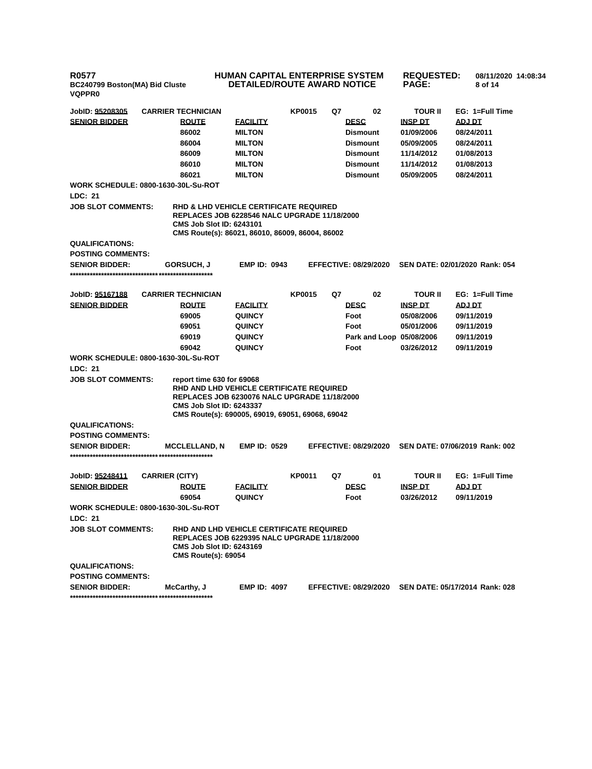**JobID: 95208305** **CARRIER TECHNICIAN** **KP0015** **Q7** **02** **TOUR II** **EG: 1=Full Time**

| SENIOR BIDDER | ROUTE | FACILITY | DESC | INSP DT | ADJ DT |
|---|---|---|---|---|---|
| | 86002 | MILTON | Dismount | 01/09/2006 | 08/24/2011 |
| | 86004 | MILTON | Dismount | 05/09/2005 | 08/24/2011 |
| | 86009 | MILTON | Dismount | 11/14/2012 | 01/08/2013 |
| | 86010 | MILTON | Dismount | 11/14/2012 | 01/08/2013 |
| | 86021 | MILTON | Dismount | 05/09/2005 | 08/24/2011 |

**WORK SCHEDULE: 0800-1630-30L-Su-ROT**

**LDC: 21**

**JOB SLOT COMMENTS:** RHD & LHD VEHICLE CERTIFICATE REQUIRED
REPLACES JOB 6228546 NALC UPGRADE 11/18/2000
CMS Job Slot ID: 6243101
CMS Route(s): 86021, 86010, 86009, 86004, 86002

**QUALIFICATIONS:**

**POSTING COMMENTS:**

**SENIOR BIDDER:** GORSUCH, J **EMP ID:** 0943 **EFFECTIVE:** 08/29/2020 **SEN DATE:** 02/01/2020 **Rank:** 054

***************************************************

**JobID: 95167188** **CARRIER TECHNICIAN** **KP0015** **Q7** **02** **TOUR II** **EG: 1=Full Time**

| SENIOR BIDDER | ROUTE | FACILITY | DESC | INSP DT | ADJ DT |
|---|---|---|---|---|---|
| | 69005 | QUINCY | Foot | 05/08/2006 | 09/11/2019 |
| | 69051 | QUINCY | Foot | 05/01/2006 | 09/11/2019 |
| | 69019 | QUINCY | Park and Loop | 05/08/2006 | 09/11/2019 |
| | 69042 | QUINCY | Foot | 03/26/2012 | 09/11/2019 |

**WORK SCHEDULE: 0800-1630-30L-Su-ROT**

**LDC: 21**

**JOB SLOT COMMENTS:** report time 630 for 69068
RHD AND LHD VEHICLE CERTIFICATE REQUIRED
REPLACES JOB 6230076 NALC UPGRADE 11/18/2000
CMS Job Slot ID: 6243337
CMS Route(s): 690005, 69019, 69051, 69068, 69042

**QUALIFICATIONS:**

**POSTING COMMENTS:**

**SENIOR BIDDER:** MCCLELLAND, N **EMP ID:** 0529 **EFFECTIVE:** 08/29/2020 **SEN DATE:** 07/06/2019 **Rank:** 002

***************************************************

**JobID: 95248411** **CARRIER (CITY)** **KP0011** **Q7** **01** **TOUR II** **EG: 1=Full Time**

| SENIOR BIDDER | ROUTE | FACILITY | DESC | INSP DT | ADJ DT |
|---|---|---|---|---|---|
| | 69054 | QUINCY | Foot | 03/26/2012 | 09/11/2019 |

**WORK SCHEDULE: 0800-1630-30L-Su-ROT**

**LDC: 21**

**JOB SLOT COMMENTS:** RHD AND LHD VEHICLE CERTIFICATE REQUIRED
REPLACES JOB 6229395 NALC UPGRADE 11/18/2000
CMS Job Slot ID: 6243169
CMS Route(s): 69054

**QUALIFICATIONS:**

**POSTING COMMENTS:**

**SENIOR BIDDER:** McCarthy, J **EMP ID:** 4097 **EFFECTIVE:** 08/29/2020 **SEN DATE:** 05/17/2014 **Rank:** 028

***************************************************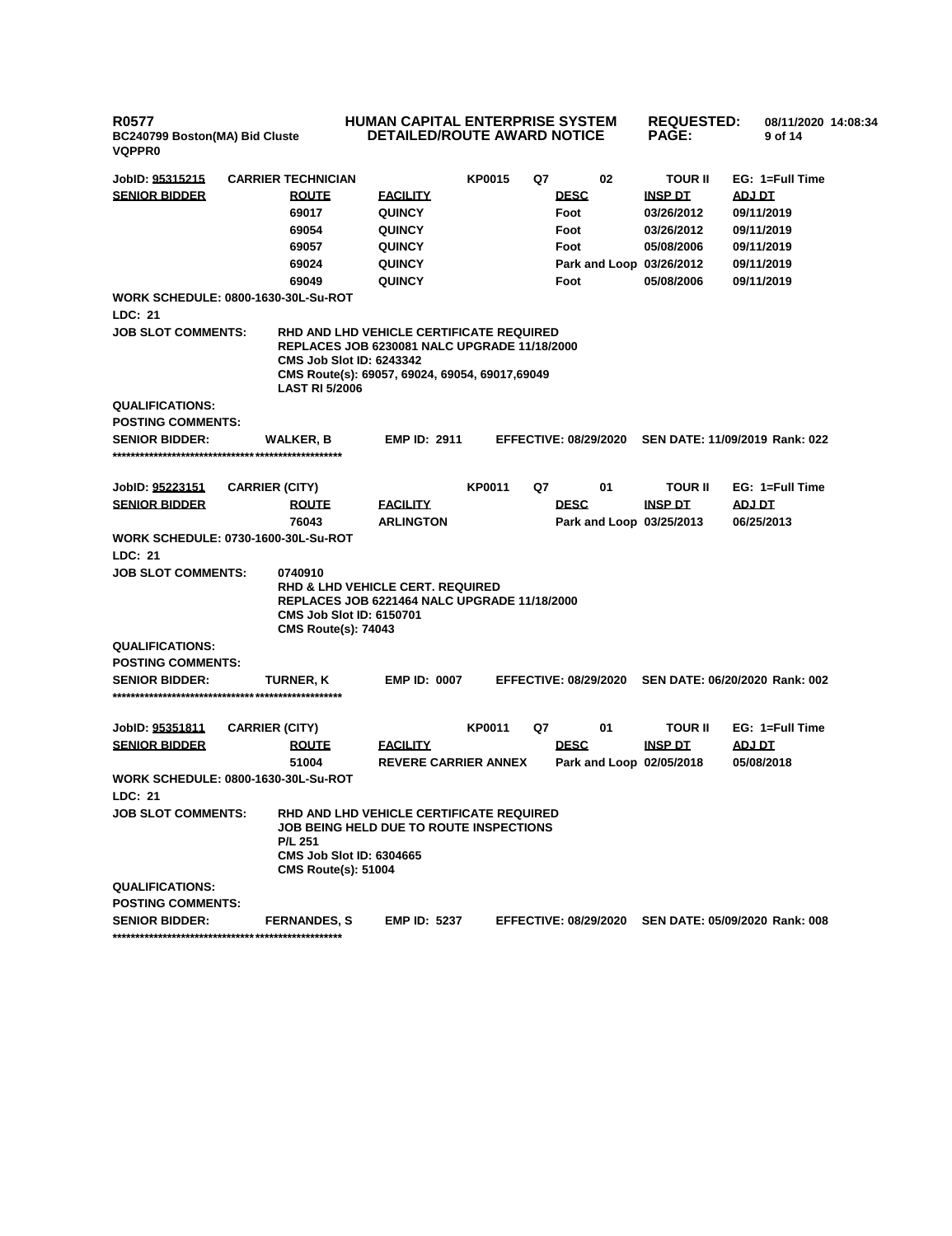| JobID: 95315215 | CARRIER TECHNICIAN | | KP0015 | Q7 | 02 | TOUR II | EG: 1=Full Time |
|---|---|---|---|---|---|---|---|
| **SENIOR BIDDER** | **ROUTE** | **FACILITY** | | | **DESC** | **INSP DT** | **ADJ DT** |
| | 69017 | QUINCY | | | Foot | 03/26/2012 | 09/11/2019 |
| | 69054 | QUINCY | | | Foot | 03/26/2012 | 09/11/2019 |
| | 69057 | QUINCY | | | Foot | 05/08/2006 | 09/11/2019 |
| | 69024 | QUINCY | | | Park and Loop | 03/26/2012 | 09/11/2019 |
| | 69049 | QUINCY | | | Foot | 05/08/2006 | 09/11/2019 |

**WORK SCHEDULE:** 0800-1630-30L-Su-ROT

**LDC:** 21

**JOB SLOT COMMENTS:**
RHD AND LHD VEHICLE CERTIFICATE REQUIRED
REPLACES JOB 6230081 NALC UPGRADE 11/18/2000
CMS Job Slot ID: 6243342
CMS Route(s): 69057, 69024, 69054, 69017,69049
LAST RI 5/2006

**QUALIFICATIONS:**

**POSTING COMMENTS:**

**SENIOR BIDDER:** WALKER, B **EMP ID:** 2911 **EFFECTIVE:** 08/29/2020 **SEN DATE:** 11/09/2019 **Rank:** 022

***************************************************

| JobID: 95223151 | CARRIER (CITY) | | KP0011 | Q7 | 01 | TOUR II | EG: 1=Full Time |
|---|---|---|---|---|---|---|---|
| **SENIOR BIDDER** | **ROUTE** | **FACILITY** | | | **DESC** | **INSP DT** | **ADJ DT** |
| | 76043 | ARLINGTON | | | Park and Loop | 03/25/2013 | 06/25/2013 |

**WORK SCHEDULE:** 0730-1600-30L-Su-ROT

**LDC:** 21

**JOB SLOT COMMENTS:**
0740910
RHD & LHD VEHICLE CERT. REQUIRED
REPLACES JOB 6221464 NALC UPGRADE 11/18/2000
CMS Job Slot ID: 6150701
CMS Route(s): 74043

**QUALIFICATIONS:**

**POSTING COMMENTS:**

**SENIOR BIDDER:** TURNER, K **EMP ID:** 0007 **EFFECTIVE:** 08/29/2020 **SEN DATE:** 06/20/2020 **Rank:** 002

***************************************************

| JobID: 95351811 | CARRIER (CITY) | | KP0011 | Q7 | 01 | TOUR II | EG: 1=Full Time |
|---|---|---|---|---|---|---|---|
| **SENIOR BIDDER** | **ROUTE** | **FACILITY** | | | **DESC** | **INSP DT** | **ADJ DT** |
| | 51004 | REVERE CARRIER ANNEX | | | Park and Loop | 02/05/2018 | 05/08/2018 |

**WORK SCHEDULE:** 0800-1630-30L-Su-ROT

**LDC:** 21

**JOB SLOT COMMENTS:**
RHD AND LHD VEHICLE CERTIFICATE REQUIRED
JOB BEING HELD DUE TO ROUTE INSPECTIONS
P/L 251
CMS Job Slot ID: 6304665
CMS Route(s): 51004

**QUALIFICATIONS:**

**POSTING COMMENTS:**

**SENIOR BIDDER:** FERNANDES, S **EMP ID:** 5237 **EFFECTIVE:** 08/29/2020 **SEN DATE:** 05/09/2020 **Rank:** 008

***************************************************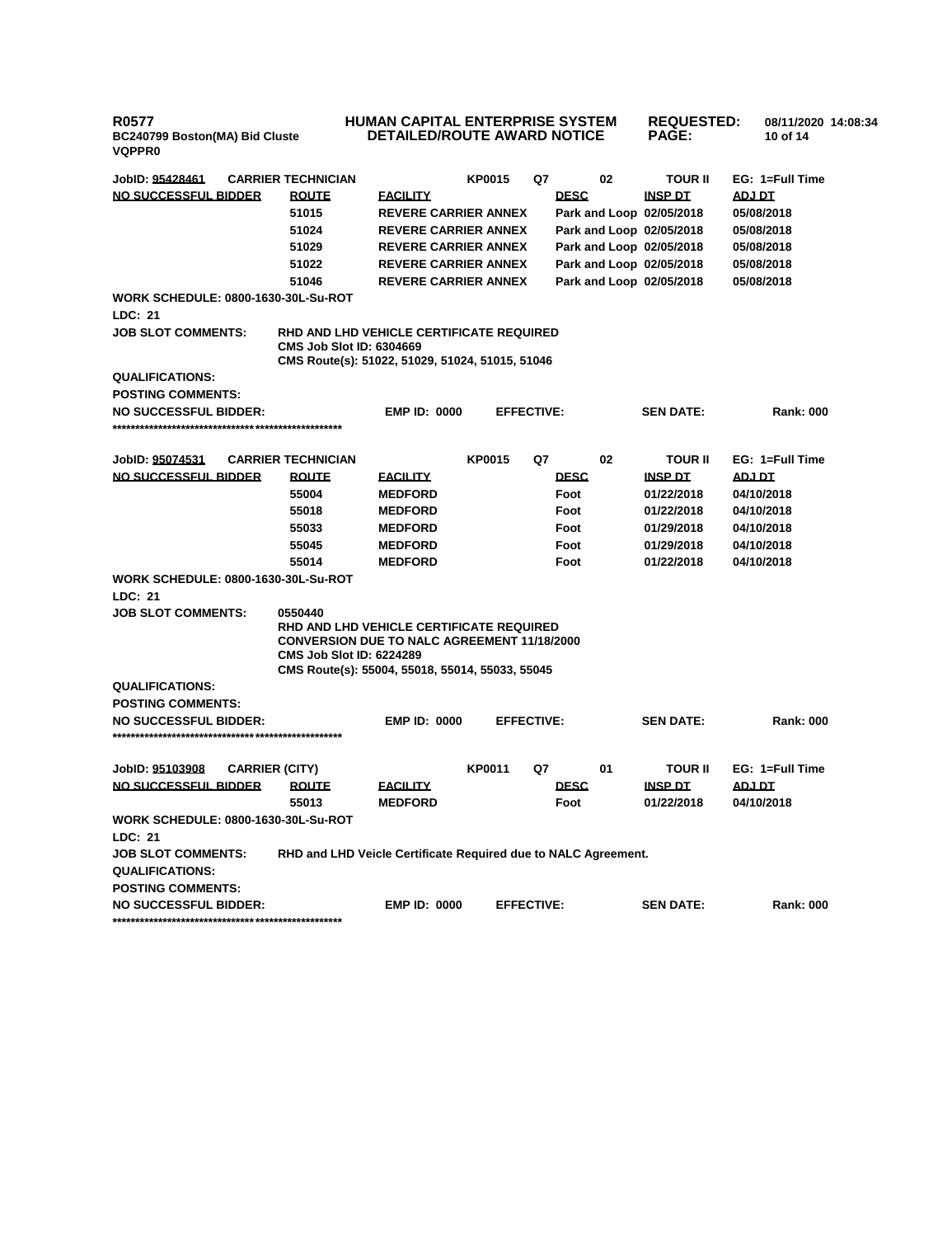JobID: 95428461 | CARRIER TECHNICIAN | KP0015 | Q7 | 02 | TOUR II | EG: 1=Full Time

| NO SUCCESSFUL BIDDER | ROUTE | FACILITY | DESC | INSP DT | ADJ DT |
|---|---|---|---|---|---|
| | 51015 | REVERE CARRIER ANNEX | Park and Loop | 02/05/2018 | 05/08/2018 |
| | 51024 | REVERE CARRIER ANNEX | Park and Loop | 02/05/2018 | 05/08/2018 |
| | 51029 | REVERE CARRIER ANNEX | Park and Loop | 02/05/2018 | 05/08/2018 |
| | 51022 | REVERE CARRIER ANNEX | Park and Loop | 02/05/2018 | 05/08/2018 |
| | 51046 | REVERE CARRIER ANNEX | Park and Loop | 02/05/2018 | 05/08/2018 |

WORK SCHEDULE: 0800-1630-30L-Su-ROT

LDC: 21

JOB SLOT COMMENTS: RHD AND LHD VEHICLE CERTIFICATE REQUIRED
CMS Job Slot ID: 6304669
CMS Route(s): 51022, 51029, 51024, 51015, 51046

QUALIFICATIONS:

POSTING COMMENTS:

NO SUCCESSFUL BIDDER: EMP ID: 0000 EFFECTIVE: SEN DATE: Rank: 000

***************************************************

JobID: 95074531 | CARRIER TECHNICIAN | KP0015 | Q7 | 02 | TOUR II | EG: 1=Full Time

| NO SUCCESSFUL BIDDER | ROUTE | FACILITY | DESC | INSP DT | ADJ DT |
|---|---|---|---|---|---|
| | 55004 | MEDFORD | Foot | 01/22/2018 | 04/10/2018 |
| | 55018 | MEDFORD | Foot | 01/22/2018 | 04/10/2018 |
| | 55033 | MEDFORD | Foot | 01/29/2018 | 04/10/2018 |
| | 55045 | MEDFORD | Foot | 01/29/2018 | 04/10/2018 |
| | 55014 | MEDFORD | Foot | 01/22/2018 | 04/10/2018 |

WORK SCHEDULE: 0800-1630-30L-Su-ROT

LDC: 21

JOB SLOT COMMENTS: 0550440
RHD AND LHD VEHICLE CERTIFICATE REQUIRED
CONVERSION DUE TO NALC AGREEMENT 11/18/2000
CMS Job Slot ID: 6224289
CMS Route(s): 55004, 55018, 55014, 55033, 55045

QUALIFICATIONS:

POSTING COMMENTS:

NO SUCCESSFUL BIDDER: EMP ID: 0000 EFFECTIVE: SEN DATE: Rank: 000

***************************************************

JobID: 95103908 | CARRIER (CITY) | KP0011 | Q7 | 01 | TOUR II | EG: 1=Full Time

| NO SUCCESSFUL BIDDER | ROUTE | FACILITY | DESC | INSP DT | ADJ DT |
|---|---|---|---|---|---|
| | 55013 | MEDFORD | Foot | 01/22/2018 | 04/10/2018 |

WORK SCHEDULE: 0800-1630-30L-Su-ROT

LDC: 21

JOB SLOT COMMENTS: RHD and LHD Veicle Certificate Required due to NALC Agreement.

QUALIFICATIONS:

POSTING COMMENTS:

NO SUCCESSFUL BIDDER: EMP ID: 0000 EFFECTIVE: SEN DATE: Rank: 000

***************************************************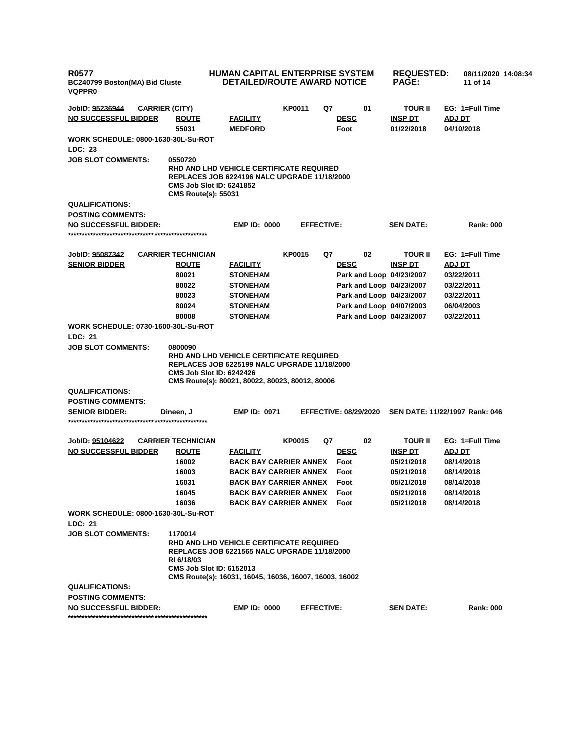**R0577** | **HUMAN CAPITAL ENTERPRISE SYSTEM** | **REQUESTED:** 08/11/2020 14:08:34
**BC240799 Boston(MA) Bid Cluste** | **DETAILED/ROUTE AWARD NOTICE**
**VQPPR0**

---

**JobID: 95236944** **CARRIER (CITY)** **KP0011** **Q7** **01** **TOUR II** **EG: 1=Full Time**

| NO SUCCESSFUL BIDDER | ROUTE | FACILITY | DESC | INSP DT | ADJ DT |
|---|---|---|---|---|---|
| | 55031 | MEDFORD | Foot | 01/22/2018 | 04/10/2018 |

**WORK SCHEDULE: 0800-1630-30L-Su-ROT**

**LDC: 23**

**JOB SLOT COMMENTS:**
0550720
RHD AND LHD VEHICLE CERTIFICATE REQUIRED
REPLACES JOB 6224196 NALC UPGRADE 11/18/2000
CMS Job Slot ID: 6241852
CMS Route(s): 55031

**QUALIFICATIONS:**

**POSTING COMMENTS:**

**NO SUCCESSFUL BIDDER:** **EMP ID: 0000** **EFFECTIVE:** **SEN DATE:** **Rank: 000**

***************************************************

**JobID: 95087342** **CARRIER TECHNICIAN** **KP0015** **Q7** **02** **TOUR II** **EG: 1=Full Time**

| SENIOR BIDDER | ROUTE | FACILITY | DESC | INSP DT | ADJ DT |
|---|---|---|---|---|---|
| | 80021 | STONEHAM | Park and Loop | 04/23/2007 | 03/22/2011 |
| | 80022 | STONEHAM | Park and Loop | 04/23/2007 | 03/22/2011 |
| | 80023 | STONEHAM | Park and Loop | 04/23/2007 | 03/22/2011 |
| | 80024 | STONEHAM | Park and Loop | 04/07/2003 | 06/04/2003 |
| | 80008 | STONEHAM | Park and Loop | 04/23/2007 | 03/22/2011 |

**WORK SCHEDULE: 0730-1600-30L-Su-ROT**

**LDC: 21**

**JOB SLOT COMMENTS:**
0800090
RHD AND LHD VEHICLE CERTIFICATE REQUIRED
REPLACES JOB 6225199 NALC UPGRADE 11/18/2000
CMS Job Slot ID: 6242426
CMS Route(s): 80021, 80022, 80023, 80012, 80006

**QUALIFICATIONS:**

**POSTING COMMENTS:**

**SENIOR BIDDER:** Dineen, J **EMP ID: 0971** **EFFECTIVE: 08/29/2020** **SEN DATE: 11/22/1997** **Rank: 046**

***************************************************

**JobID: 95104622** **CARRIER TECHNICIAN** **KP0015** **Q7** **02** **TOUR II** **EG: 1=Full Time**

| NO SUCCESSFUL BIDDER | ROUTE | FACILITY | DESC | INSP DT | ADJ DT |
|---|---|---|---|---|---|
| | 16002 | BACK BAY CARRIER ANNEX | Foot | 05/21/2018 | 08/14/2018 |
| | 16003 | BACK BAY CARRIER ANNEX | Foot | 05/21/2018 | 08/14/2018 |
| | 16031 | BACK BAY CARRIER ANNEX | Foot | 05/21/2018 | 08/14/2018 |
| | 16045 | BACK BAY CARRIER ANNEX | Foot | 05/21/2018 | 08/14/2018 |
| | 16036 | BACK BAY CARRIER ANNEX | Foot | 05/21/2018 | 08/14/2018 |

**WORK SCHEDULE: 0800-1630-30L-Su-ROT**

**LDC: 21**

**JOB SLOT COMMENTS:**
1170014
RHD AND LHD VEHICLE CERTIFICATE REQUIRED
REPLACES JOB 6221565 NALC UPGRADE 11/18/2000
RI 6/18/03
CMS Job Slot ID: 6152013
CMS Route(s): 16031, 16045, 16036, 16007, 16003, 16002

**QUALIFICATIONS:**

**POSTING COMMENTS:**

**NO SUCCESSFUL BIDDER:** **EMP ID: 0000** **EFFECTIVE:** **SEN DATE:** **Rank: 000**

***************************************************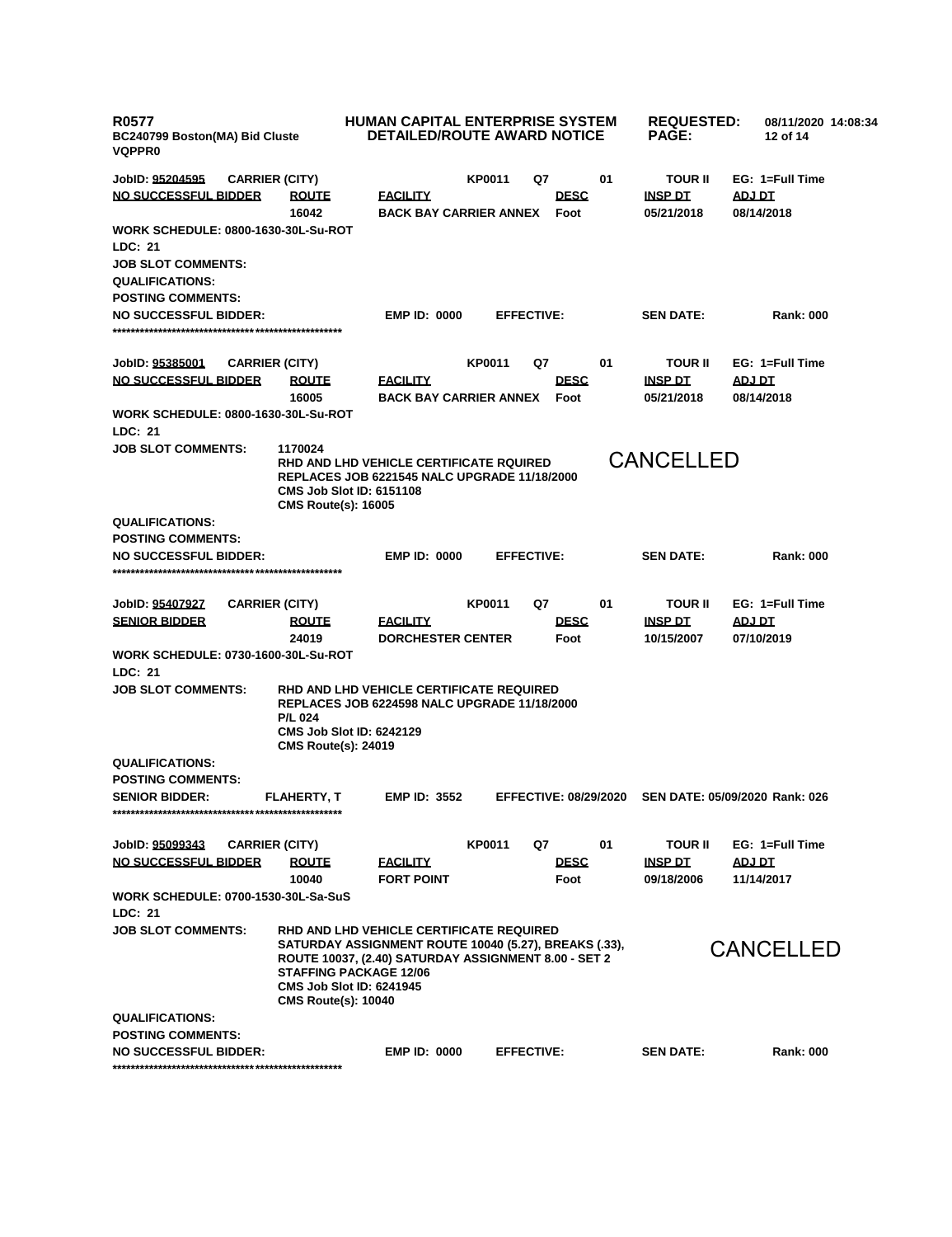R0577
BC240799 Boston(MA) Bid Cluste
VQPPR0

**HUMAN CAPITAL ENTERPRISE SYSTEM**
**DETAILED/ROUTE AWARD NOTICE**

REQUESTED: 08/11/2020 14:08:34

---

**JobID: 95204595** CARRIER (CITY) KP0011 Q7 01 TOUR II EG: 1=Full Time

| NO SUCCESSFUL BIDDER | ROUTE | FACILITY | DESC | INSP DT | ADJ DT |
|---|---|---|---|---|---|
| | 16042 | BACK BAY CARRIER ANNEX | Foot | 05/21/2018 | 08/14/2018 |

WORK SCHEDULE: 0800-1630-30L-Su-ROT
LDC: 21
JOB SLOT COMMENTS:
QUALIFICATIONS:
POSTING COMMENTS:
NO SUCCESSFUL BIDDER: EMP ID: 0000 EFFECTIVE: SEN DATE: Rank: 000

*****************************************************

**JobID: 95385001** CARRIER (CITY) KP0011 Q7 01 TOUR II EG: 1=Full Time

| NO SUCCESSFUL BIDDER | ROUTE | FACILITY | DESC | INSP DT | ADJ DT |
|---|---|---|---|---|---|
| | 16005 | BACK BAY CARRIER ANNEX | Foot | 05/21/2018 | 08/14/2018 |

WORK SCHEDULE: 0800-1630-30L-Su-ROT
LDC: 21
JOB SLOT COMMENTS: 1170024
RHD AND LHD VEHICLE CERTIFICATE RQUIRED
REPLACES JOB 6221545 NALC UPGRADE 11/18/2000
CMS Job Slot ID: 6151108
CMS Route(s): 16005

CANCELLED

QUALIFICATIONS:
POSTING COMMENTS:
NO SUCCESSFUL BIDDER: EMP ID: 0000 EFFECTIVE: SEN DATE: Rank: 000

*****************************************************

**JobID: 95407927** CARRIER (CITY) KP0011 Q7 01 TOUR II EG: 1=Full Time

| SENIOR BIDDER | ROUTE | FACILITY | DESC | INSP DT | ADJ DT |
|---|---|---|---|---|---|
| | 24019 | DORCHESTER CENTER | Foot | 10/15/2007 | 07/10/2019 |

WORK SCHEDULE: 0730-1600-30L-Su-ROT
LDC: 21
JOB SLOT COMMENTS: RHD AND LHD VEHICLE CERTIFICATE REQUIRED
REPLACES JOB 6224598 NALC UPGRADE 11/18/2000
P/L 024
CMS Job Slot ID: 6242129
CMS Route(s): 24019
QUALIFICATIONS:
POSTING COMMENTS:
SENIOR BIDDER: FLAHERTY, T EMP ID: 3552 EFFECTIVE: 08/29/2020 SEN DATE: 05/09/2020 Rank: 026

*****************************************************

**JobID: 95099343** CARRIER (CITY) KP0011 Q7 01 TOUR II EG: 1=Full Time

| NO SUCCESSFUL BIDDER | ROUTE | FACILITY | DESC | INSP DT | ADJ DT |
|---|---|---|---|---|---|
| | 10040 | FORT POINT | Foot | 09/18/2006 | 11/14/2017 |

WORK SCHEDULE: 0700-1530-30L-Sa-SuS
LDC: 21
JOB SLOT COMMENTS: RHD AND LHD VEHICLE CERTIFICATE REQUIRED
SATURDAY ASSIGNMENT ROUTE 10040 (5.27), BREAKS (.33),
ROUTE 10037, (2.40) SATURDAY ASSIGNMENT 8.00 - SET 2
STAFFING PACKAGE 12/06
CMS Job Slot ID: 6241945
CMS Route(s): 10040

CANCELLED

QUALIFICATIONS:
POSTING COMMENTS:
NO SUCCESSFUL BIDDER: EMP ID: 0000 EFFECTIVE: SEN DATE: Rank: 000

*****************************************************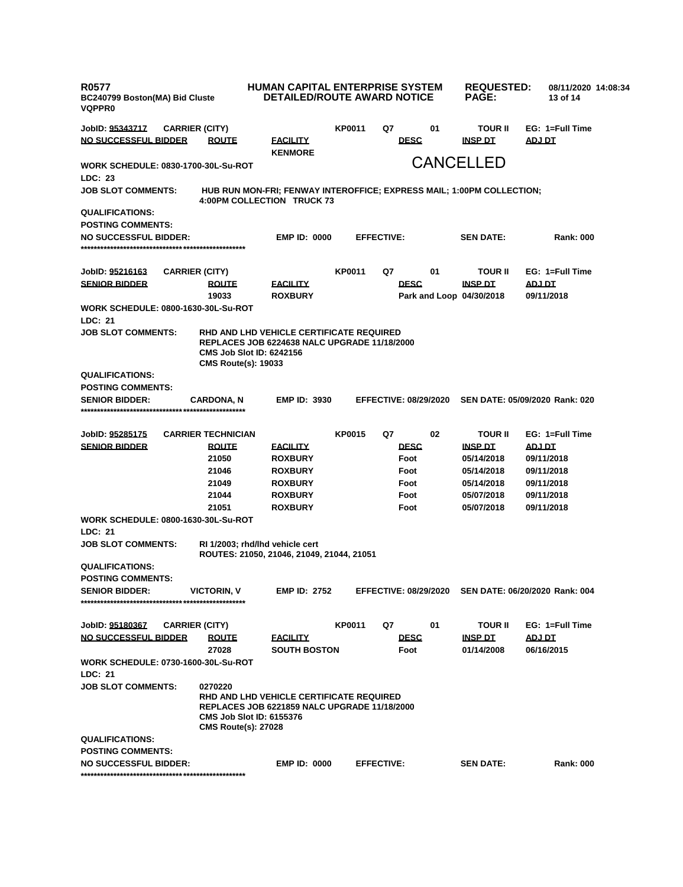JobID: 95343717 CARRIER (CITY) KP0011 Q7 01 TOUR II EG: 1=Full Time

| NO SUCCESSFUL BIDDER | ROUTE | FACILITY | DESC | INSP DT | ADJ DT |
|---|---|---|---|---|---|
| | | KENMORE | | | |

CANCELLED

WORK SCHEDULE: 0830-1700-30L-Su-ROT

LDC: 23

JOB SLOT COMMENTS: HUB RUN MON-FRI; FENWAY INTEROFFICE; EXPRESS MAIL; 1:00PM COLLECTION; 4:00PM COLLECTION TRUCK 73

QUALIFICATIONS:

POSTING COMMENTS:

NO SUCCESSFUL BIDDER: EMP ID: 0000 EFFECTIVE: SEN DATE: Rank: 000

***************************************************

JobID: 95216163 CARRIER (CITY) KP0011 Q7 01 TOUR II EG: 1=Full Time

| SENIOR BIDDER | ROUTE | FACILITY | DESC | INSP DT | ADJ DT |
|---|---|---|---|---|---|
| | 19033 | ROXBURY | Park and Loop | 04/30/2018 | 09/11/2018 |

WORK SCHEDULE: 0800-1630-30L-Su-ROT

LDC: 21

JOB SLOT COMMENTS: RHD AND LHD VEHICLE CERTIFICATE REQUIRED
REPLACES JOB 6224638 NALC UPGRADE 11/18/2000
CMS Job Slot ID: 6242156
CMS Route(s): 19033

QUALIFICATIONS:

POSTING COMMENTS:

SENIOR BIDDER: CARDONA, N EMP ID: 3930 EFFECTIVE: 08/29/2020 SEN DATE: 05/09/2020 Rank: 020

***************************************************

JobID: 95285175 CARRIER TECHNICIAN KP0015 Q7 02 TOUR II EG: 1=Full Time

| SENIOR BIDDER | ROUTE | FACILITY | DESC | INSP DT | ADJ DT |
|---|---|---|---|---|---|
| | 21050 | ROXBURY | Foot | 05/14/2018 | 09/11/2018 |
| | 21046 | ROXBURY | Foot | 05/14/2018 | 09/11/2018 |
| | 21049 | ROXBURY | Foot | 05/14/2018 | 09/11/2018 |
| | 21044 | ROXBURY | Foot | 05/07/2018 | 09/11/2018 |
| | 21051 | ROXBURY | Foot | 05/07/2018 | 09/11/2018 |

WORK SCHEDULE: 0800-1630-30L-Su-ROT

LDC: 21

JOB SLOT COMMENTS: RI 1/2003; rhd/lhd vehicle cert
ROUTES: 21050, 21046, 21049, 21044, 21051

QUALIFICATIONS:

POSTING COMMENTS:

SENIOR BIDDER: VICTORIN, V EMP ID: 2752 EFFECTIVE: 08/29/2020 SEN DATE: 06/20/2020 Rank: 004

***************************************************

JobID: 95180367 CARRIER (CITY) KP0011 Q7 01 TOUR II EG: 1=Full Time

| NO SUCCESSFUL BIDDER | ROUTE | FACILITY | DESC | INSP DT | ADJ DT |
|---|---|---|---|---|---|
| | 27028 | SOUTH BOSTON | Foot | 01/14/2008 | 06/16/2015 |

WORK SCHEDULE: 0730-1600-30L-Su-ROT

LDC: 21

JOB SLOT COMMENTS: 0270220
RHD AND LHD VEHICLE CERTIFICATE REQUIRED
REPLACES JOB 6221859 NALC UPGRADE 11/18/2000
CMS Job Slot ID: 6155376
CMS Route(s): 27028

QUALIFICATIONS:

POSTING COMMENTS:

NO SUCCESSFUL BIDDER: EMP ID: 0000 EFFECTIVE: SEN DATE: Rank: 000

***************************************************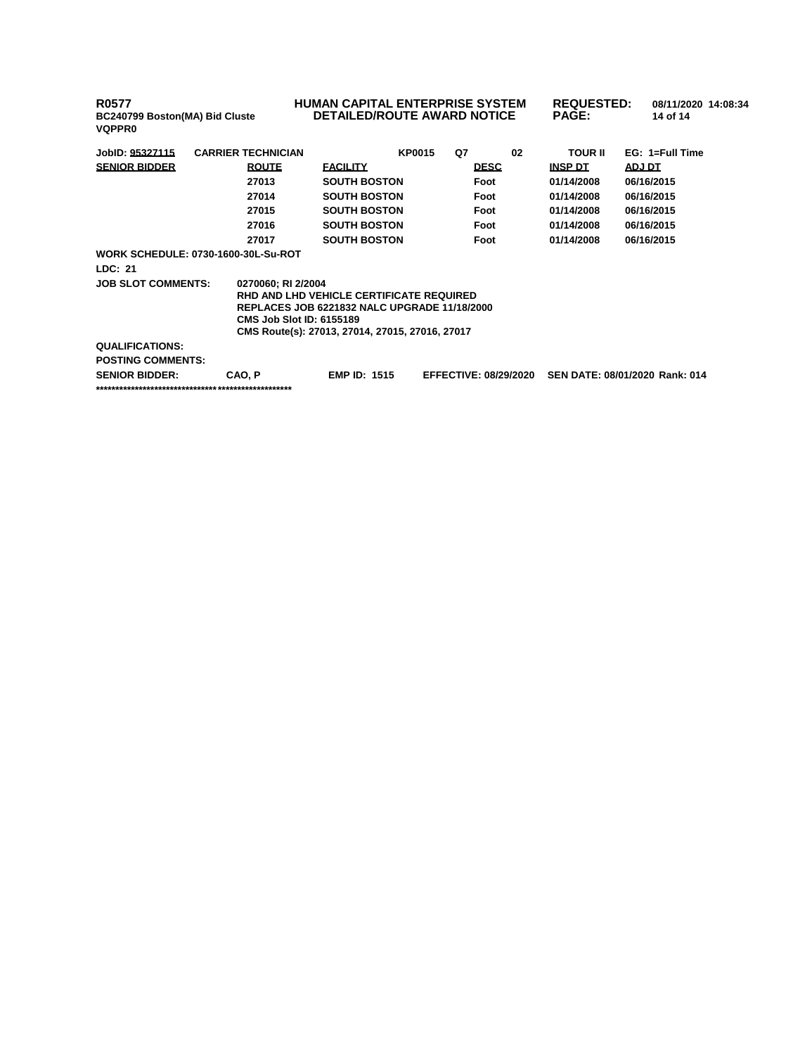R0577
BC240799 Boston(MA) Bid Cluste
VQPPR0

**HUMAN CAPITAL ENTERPRISE SYSTEM**
**DETAILED/ROUTE AWARD NOTICE**

**REQUESTED:** 08/11/2020 14:08:34

JobID: 95327115 CARRIER TECHNICIAN KP0015 Q7 02 TOUR II EG: 1=Full Time

| SENIOR BIDDER | ROUTE | FACILITY | DESC | INSP DT | ADJ DT |
|---|---|---|---|---|---|
| | 27013 | SOUTH BOSTON | Foot | 01/14/2008 | 06/16/2015 |
| | 27014 | SOUTH BOSTON | Foot | 01/14/2008 | 06/16/2015 |
| | 27015 | SOUTH BOSTON | Foot | 01/14/2008 | 06/16/2015 |
| | 27016 | SOUTH BOSTON | Foot | 01/14/2008 | 06/16/2015 |
| | 27017 | SOUTH BOSTON | Foot | 01/14/2008 | 06/16/2015 |

WORK SCHEDULE: 0730-1600-30L-Su-ROT

LDC: 21

JOB SLOT COMMENTS: 0270060; RI 2/2004
RHD AND LHD VEHICLE CERTIFICATE REQUIRED
REPLACES JOB 6221832 NALC UPGRADE 11/18/2000
CMS Job Slot ID: 6155189
CMS Route(s): 27013, 27014, 27015, 27016, 27017

QUALIFICATIONS:

POSTING COMMENTS:

SENIOR BIDDER: CAO, P EMP ID: 1515 EFFECTIVE: 08/29/2020 SEN DATE: 08/01/2020 Rank: 014

****************************************************